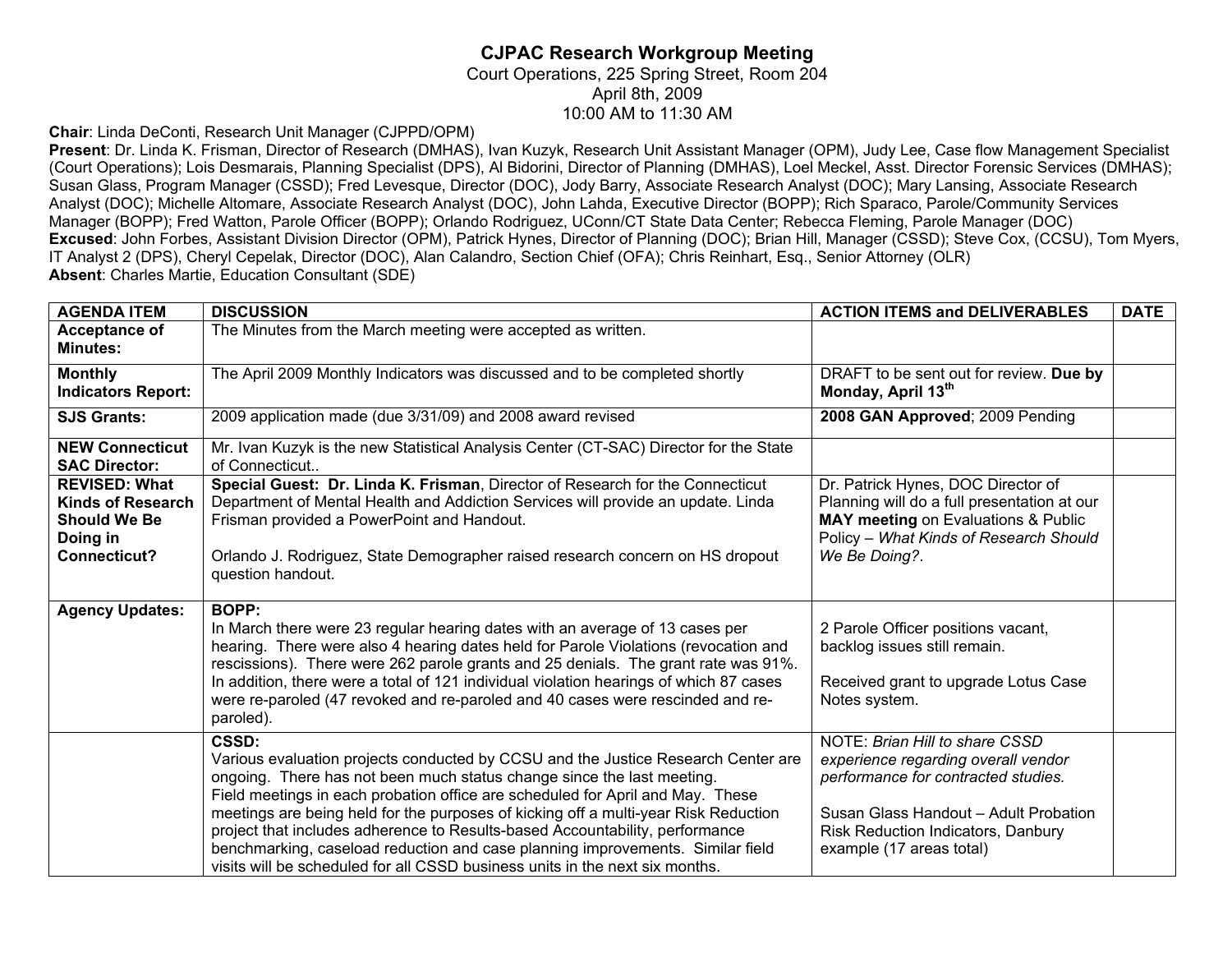# CJPAC Research Workgroup Meeting

Court Operations, 225 Spring Street, Room 204
April 8th, 2009
10:00 AM to 11:30 AM

**Chair**: Linda DeConti, Research Unit Manager (CJPPD/OPM)
**Present**: Dr. Linda K. Frisman, Director of Research (DMHAS), Ivan Kuzyk, Research Unit Assistant Manager (OPM), Judy Lee, Case flow Management Specialist (Court Operations); Lois Desmarais, Planning Specialist (DPS), Al Bidorini, Director of Planning (DMHAS), Loel Meckel, Asst. Director Forensic Services (DMHAS); Susan Glass, Program Manager (CSSD); Fred Levesque, Director (DOC), Jody Barry, Associate Research Analyst (DOC); Mary Lansing, Associate Research Analyst (DOC); Michelle Altomare, Associate Research Analyst (DOC), John Lahda, Executive Director (BOPP); Rich Sparaco, Parole/Community Services Manager (BOPP); Fred Watton, Parole Officer (BOPP); Orlando Rodriguez, UConn/CT State Data Center; Rebecca Fleming, Parole Manager (DOC)
**Excused**: John Forbes, Assistant Division Director (OPM), Patrick Hynes, Director of Planning (DOC); Brian Hill, Manager (CSSD); Steve Cox, (CCSU), Tom Myers, IT Analyst 2 (DPS), Cheryl Cepelak, Director (DOC), Alan Calandro, Section Chief (OFA); Chris Reinhart, Esq., Senior Attorney (OLR)
**Absent**: Charles Martie, Education Consultant (SDE)

| AGENDA ITEM | DISCUSSION | ACTION ITEMS and DELIVERABLES | DATE |
|---|---|---|---|
| **Acceptance of Minutes:** | The Minutes from the March meeting were accepted as written. | | |
| **Monthly Indicators Report:** | The April 2009 Monthly Indicators was discussed and to be completed shortly | DRAFT to be sent out for review. **Due by Monday, April 13th** | |
| **SJS Grants:** | 2009 application made (due 3/31/09) and 2008 award revised | **2008 GAN Approved**; 2009 Pending | |
| **NEW Connecticut SAC Director:** | Mr. Ivan Kuzyk is the new Statistical Analysis Center (CT-SAC) Director for the State of Connecticut.. | | |
| **REVISED: What Kinds of Research Should We Be Doing in Connecticut?** | **Special Guest: Dr. Linda K. Frisman**, Director of Research for the Connecticut Department of Mental Health and Addiction Services will provide an update. Linda Frisman provided a PowerPoint and Handout.<br><br>Orlando J. Rodriguez, State Demographer raised research concern on HS dropout question handout. | Dr. Patrick Hynes, DOC Director of Planning will do a full presentation at our **MAY meeting** on Evaluations & Public Policy – *What Kinds of Research Should We Be Doing?*. | |
| **Agency Updates:** | **BOPP:**<br>In March there were 23 regular hearing dates with an average of 13 cases per hearing. There were also 4 hearing dates held for Parole Violations (revocation and rescissions). There were 262 parole grants and 25 denials. The grant rate was 91%. In addition, there were a total of 121 individual violation hearings of which 87 cases were re-paroled (47 revoked and re-paroled and 40 cases were rescinded and re-paroled). | 2 Parole Officer positions vacant, backlog issues still remain.<br><br>Received grant to upgrade Lotus Case Notes system. | |
| | **CSSD:**<br>Various evaluation projects conducted by CCSU and the Justice Research Center are ongoing. There has not been much status change since the last meeting.<br>Field meetings in each probation office are scheduled for April and May. These meetings are being held for the purposes of kicking off a multi-year Risk Reduction project that includes adherence to Results-based Accountability, performance benchmarking, caseload reduction and case planning improvements. Similar field visits will be scheduled for all CSSD business units in the next six months. | NOTE: *Brian Hill to share CSSD experience regarding overall vendor performance for contracted studies.*<br><br>Susan Glass Handout – Adult Probation Risk Reduction Indicators, Danbury example (17 areas total) | |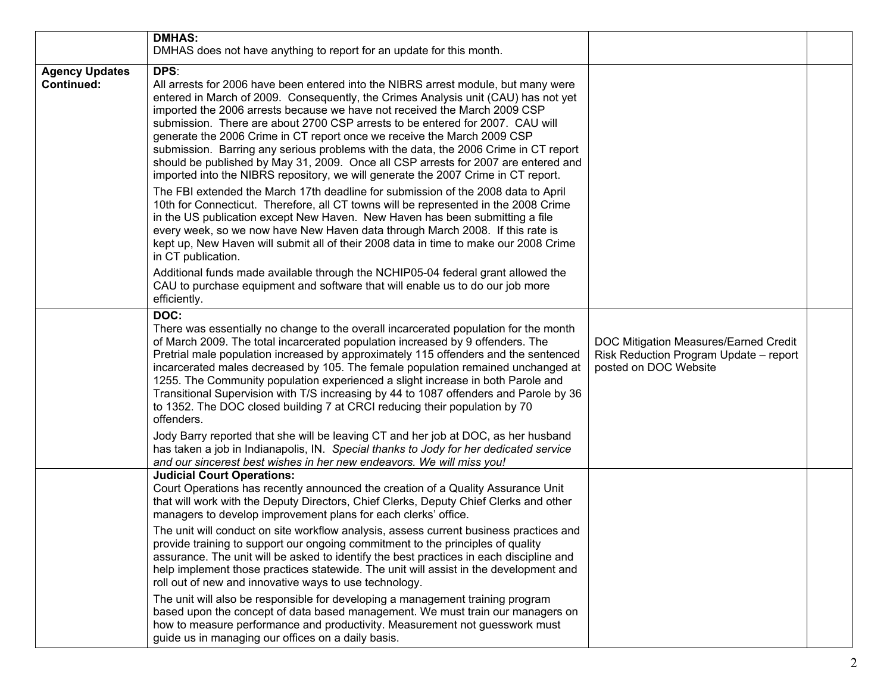| | | | |
|---|---|---|---|
| | **DMHAS:**<br>DMHAS does not have anything to report for an update for this month. | | |
| **Agency Updates Continued:** | **DPS**:<br>All arrests for 2006 have been entered into the NIBRS arrest module, but many were entered in March of 2009. Consequently, the Crimes Analysis unit (CAU) has not yet imported the 2006 arrests because we have not received the March 2009 CSP submission. There are about 2700 CSP arrests to be entered for 2007. CAU will generate the 2006 Crime in CT report once we receive the March 2009 CSP submission. Barring any serious problems with the data, the 2006 Crime in CT report should be published by May 31, 2009. Once all CSP arrests for 2007 are entered and imported into the NIBRS repository, we will generate the 2007 Crime in CT report.<br><br>The FBI extended the March 17th deadline for submission of the 2008 data to April 10th for Connecticut. Therefore, all CT towns will be represented in the 2008 Crime in the US publication except New Haven. New Haven has been submitting a file every week, so we now have New Haven data through March 2008. If this rate is kept up, New Haven will submit all of their 2008 data in time to make our 2008 Crime in CT publication.<br><br>Additional funds made available through the NCHIP05-04 federal grant allowed the CAU to purchase equipment and software that will enable us to do our job more efficiently. | | |
| | **DOC:**<br>There was essentially no change to the overall incarcerated population for the month of March 2009. The total incarcerated population increased by 9 offenders. The Pretrial male population increased by approximately 115 offenders and the sentenced incarcerated males decreased by 105. The female population remained unchanged at 1255. The Community population experienced a slight increase in both Parole and Transitional Supervision with T/S increasing by 44 to 1087 offenders and Parole by 36 to 1352. The DOC closed building 7 at CRCI reducing their population by 70 offenders.<br><br>Jody Barry reported that she will be leaving CT and her job at DOC, as her husband has taken a job in Indianapolis, IN. *Special thanks to Jody for her dedicated service and our sincerest best wishes in her new endeavors. We will miss you!* | DOC Mitigation Measures/Earned Credit Risk Reduction Program Update – report posted on DOC Website | |
| | **Judicial Court Operations:**<br>Court Operations has recently announced the creation of a Quality Assurance Unit that will work with the Deputy Directors, Chief Clerks, Deputy Chief Clerks and other managers to develop improvement plans for each clerks' office.<br><br>The unit will conduct on site workflow analysis, assess current business practices and provide training to support our ongoing commitment to the principles of quality assurance. The unit will be asked to identify the best practices in each discipline and help implement those practices statewide. The unit will assist in the development and roll out of new and innovative ways to use technology.<br><br>The unit will also be responsible for developing a management training program based upon the concept of data based management. We must train our managers on how to measure performance and productivity. Measurement not guesswork must guide us in managing our offices on a daily basis. | | |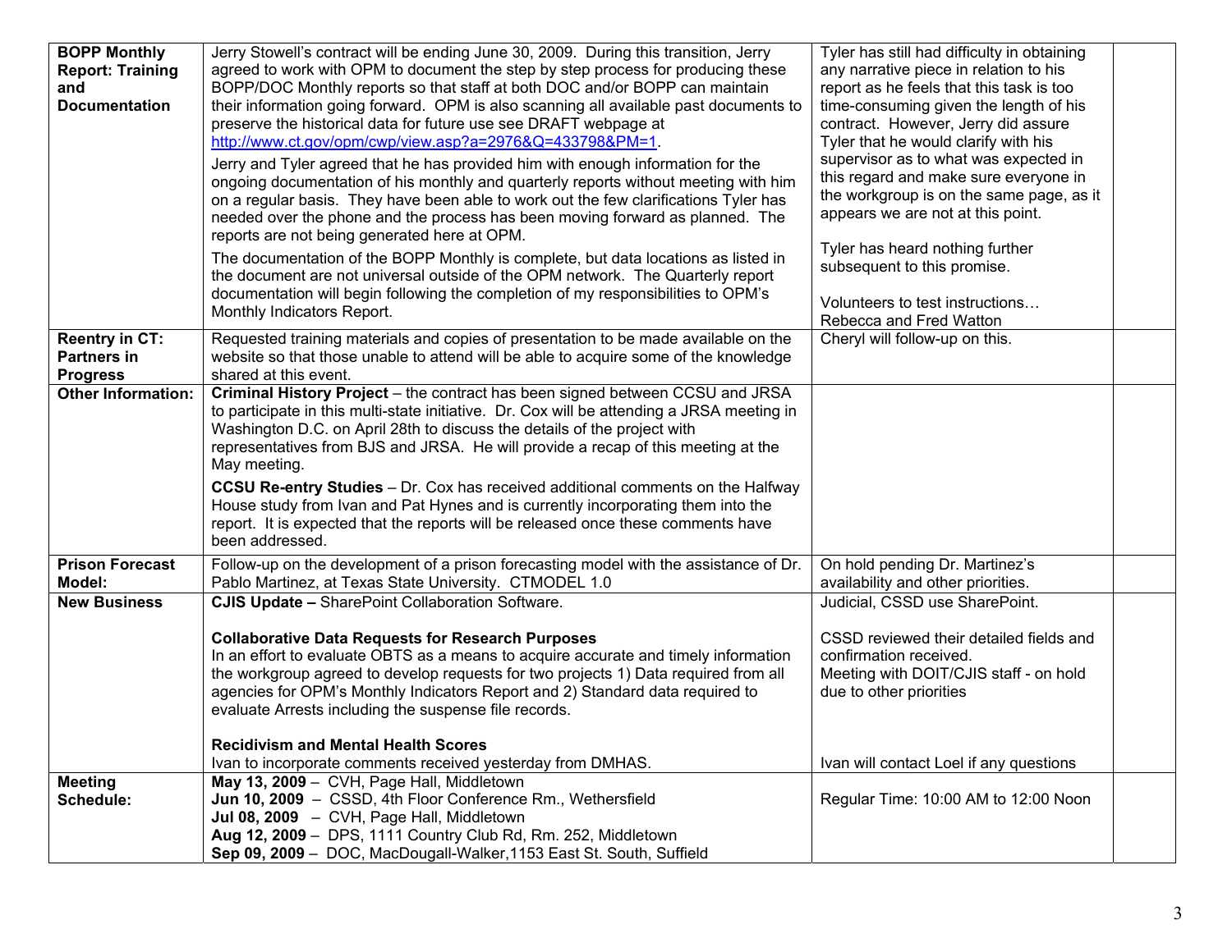| | | | |
|---|---|---|---|
| **BOPP Monthly Report: Training and Documentation** | Jerry Stowell's contract will be ending June 30, 2009. During this transition, Jerry agreed to work with OPM to document the step by step process for producing these BOPP/DOC Monthly reports so that staff at both DOC and/or BOPP can maintain their information going forward. OPM is also scanning all available past documents to preserve the historical data for future use see DRAFT webpage at http://www.ct.gov/opm/cwp/view.asp?a=2976&Q=433798&PM=1.<br><br>Jerry and Tyler agreed that he has provided him with enough information for the ongoing documentation of his monthly and quarterly reports without meeting with him on a regular basis. They have been able to work out the few clarifications Tyler has needed over the phone and the process has been moving forward as planned. The reports are not being generated here at OPM.<br><br>The documentation of the BOPP Monthly is complete, but data locations as listed in the document are not universal outside of the OPM network. The Quarterly report documentation will begin following the completion of my responsibilities to OPM's Monthly Indicators Report. | Tyler has still had difficulty in obtaining any narrative piece in relation to his report as he feels that this task is too time-consuming given the length of his contract. However, Jerry did assure Tyler that he would clarify with his supervisor as to what was expected in this regard and make sure everyone in the workgroup is on the same page, as it appears we are not at this point.<br><br>Tyler has heard nothing further subsequent to this promise.<br><br>Volunteers to test instructions… Rebecca and Fred Watton | |
| **Reentry in CT: Partners in Progress** | Requested training materials and copies of presentation to be made available on the website so that those unable to attend will be able to acquire some of the knowledge shared at this event. | Cheryl will follow-up on this. | |
| **Other Information:** | **Criminal History Project** – the contract has been signed between CCSU and JRSA to participate in this multi-state initiative. Dr. Cox will be attending a JRSA meeting in Washington D.C. on April 28th to discuss the details of the project with representatives from BJS and JRSA. He will provide a recap of this meeting at the May meeting.<br><br>**CCSU Re-entry Studies** – Dr. Cox has received additional comments on the Halfway House study from Ivan and Pat Hynes and is currently incorporating them into the report. It is expected that the reports will be released once these comments have been addressed. | | |
| **Prison Forecast Model:** | Follow-up on the development of a prison forecasting model with the assistance of Dr. Pablo Martinez, at Texas State University. CTMODEL 1.0 | On hold pending Dr. Martinez's availability and other priorities. | |
| **New Business** | **CJIS Update –** SharePoint Collaboration Software.<br><br>**Collaborative Data Requests for Research Purposes**<br>In an effort to evaluate OBTS as a means to acquire accurate and timely information the workgroup agreed to develop requests for two projects 1) Data required from all agencies for OPM's Monthly Indicators Report and 2) Standard data required to evaluate Arrests including the suspense file records.<br><br>**Recidivism and Mental Health Scores**<br>Ivan to incorporate comments received yesterday from DMHAS. | Judicial, CSSD use SharePoint.<br><br>CSSD reviewed their detailed fields and confirmation received.<br>Meeting with DOIT/CJIS staff - on hold due to other priorities<br><br>Ivan will contact Loel if any questions | |
| **Meeting Schedule:** | **May 13, 2009** – CVH, Page Hall, Middletown<br>**Jun 10, 2009** – CSSD, 4th Floor Conference Rm., Wethersfield<br>**Jul 08, 2009** – CVH, Page Hall, Middletown<br>**Aug 12, 2009** – DPS, 1111 Country Club Rd, Rm. 252, Middletown<br>**Sep 09, 2009** – DOC, MacDougall-Walker,1153 East St. South, Suffield | Regular Time: 10:00 AM to 12:00 Noon | |